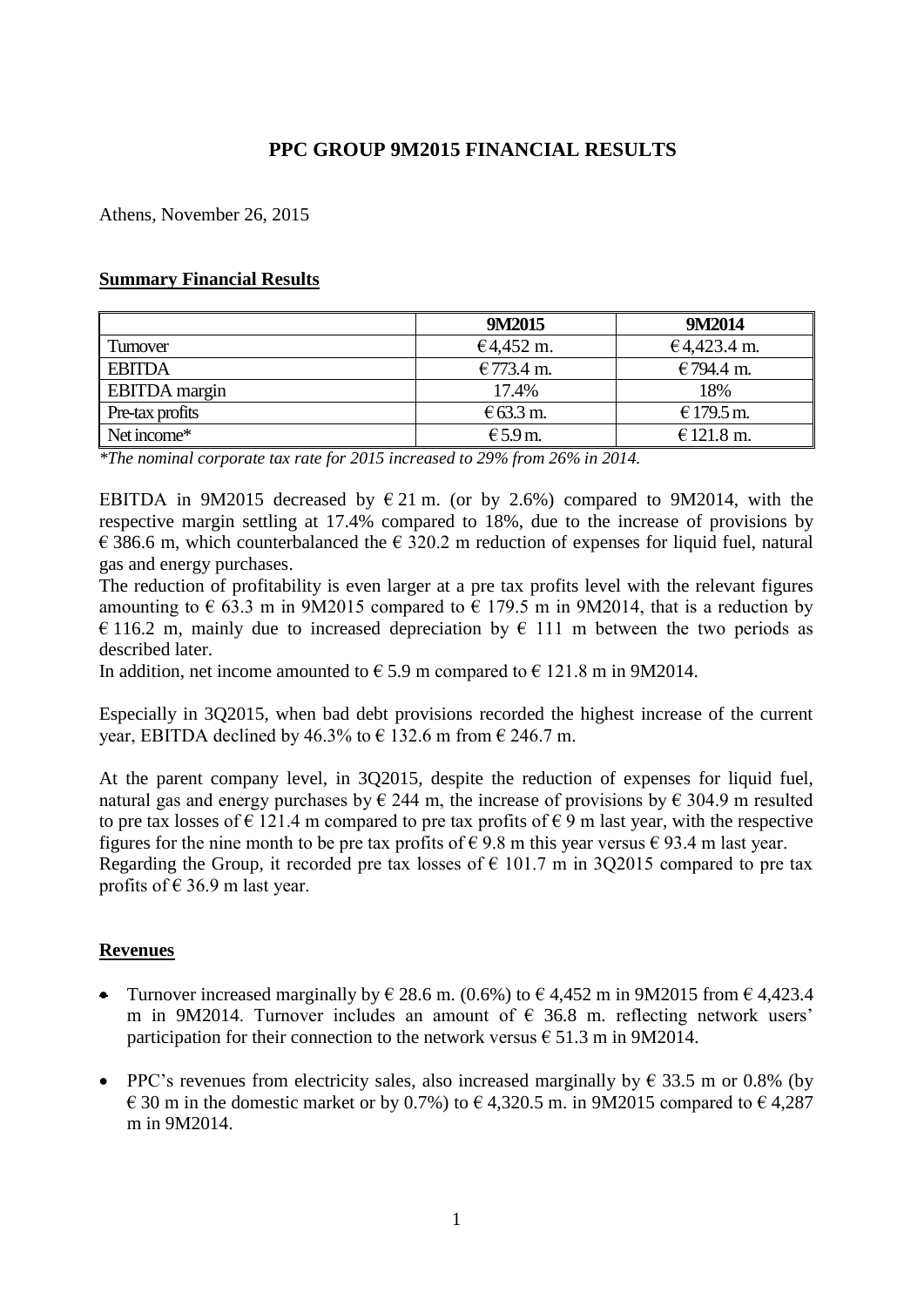# PPC GROUP 9M2015 FINANCIAL RESULTS

Athens, November 26, 2015

## Summary Financial Results

| | 9M2015 | 9M2014 |
|---|---|---|
| Turnover | € 4,452 m. | € 4,423.4 m. |
| EBITDA | € 773.4 m. | € 794.4 m. |
| EBITDA margin | 17.4% | 18% |
| Pre-tax profits | € 63.3 m. | € 179.5 m. |
| Net income* | € 5.9 m. | € 121.8 m. |

*\*The nominal corporate tax rate for 2015 increased to 29% from 26% in 2014.*

EBITDA in 9M2015 decreased by € 21 m. (or by 2.6%) compared to 9M2014, with the respective margin settling at 17.4% compared to 18%, due to the increase of provisions by € 386.6 m, which counterbalanced the € 320.2 m reduction of expenses for liquid fuel, natural gas and energy purchases.
The reduction of profitability is even larger at a pre tax profits level with the relevant figures amounting to € 63.3 m in 9M2015 compared to € 179.5 m in 9M2014, that is a reduction by € 116.2 m, mainly due to increased depreciation by € 111 m between the two periods as described later.
In addition, net income amounted to € 5.9 m compared to € 121.8 m in 9M2014.

Especially in 3Q2015, when bad debt provisions recorded the highest increase of the current year, EBITDA declined by 46.3% to € 132.6 m from € 246.7 m.

At the parent company level, in 3Q2015, despite the reduction of expenses for liquid fuel, natural gas and energy purchases by € 244 m, the increase of provisions by € 304.9 m resulted to pre tax losses of € 121.4 m compared to pre tax profits of € 9 m last year, with the respective figures for the nine month to be pre tax profits of € 9.8 m this year versus € 93.4 m last year.
Regarding the Group, it recorded pre tax losses of € 101.7 m in 3Q2015 compared to pre tax profits of € 36.9 m last year.

## Revenues

- Turnover increased marginally by € 28.6 m. (0.6%) to € 4,452 m in 9M2015 from € 4,423.4 m in 9M2014. Turnover includes an amount of € 36.8 m. reflecting network users' participation for their connection to the network versus € 51.3 m in 9M2014.

- PPC's revenues from electricity sales, also increased marginally by € 33.5 m or 0.8% (by € 30 m in the domestic market or by 0.7%) to € 4,320.5 m. in 9M2015 compared to € 4,287 m in 9M2014.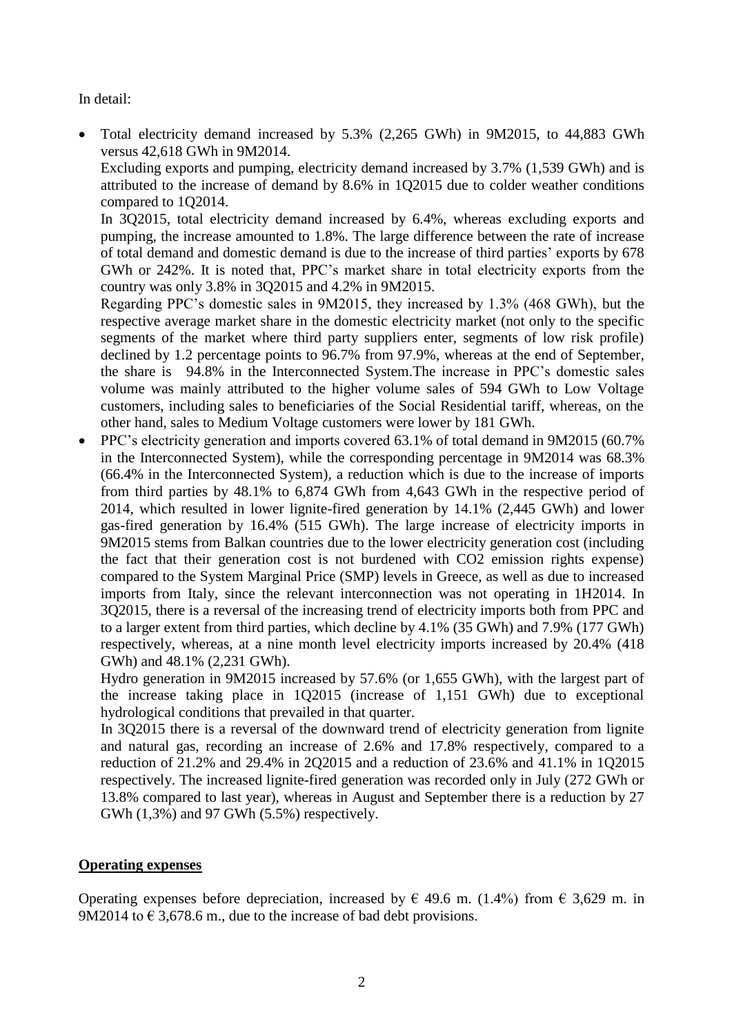In detail:

- Total electricity demand increased by 5.3% (2,265 GWh) in 9M2015, to 44,883 GWh versus 42,618 GWh in 9M2014.

  Excluding exports and pumping, electricity demand increased by 3.7% (1,539 GWh) and is attributed to the increase of demand by 8.6% in 1Q2015 due to colder weather conditions compared to 1Q2014.

  In 3Q2015, total electricity demand increased by 6.4%, whereas excluding exports and pumping, the increase amounted to 1.8%. The large difference between the rate of increase of total demand and domestic demand is due to the increase of third parties' exports by 678 GWh or 242%. It is noted that, PPC's market share in total electricity exports from the country was only 3.8% in 3Q2015 and 4.2% in 9M2015.

  Regarding PPC's domestic sales in 9M2015, they increased by 1.3% (468 GWh), but the respective average market share in the domestic electricity market (not only to the specific segments of the market where third party suppliers enter, segments of low risk profile) declined by 1.2 percentage points to 96.7% from 97.9%, whereas at the end of September, the share is 94.8% in the Interconnected System.The increase in PPC's domestic sales volume was mainly attributed to the higher volume sales of 594 GWh to Low Voltage customers, including sales to beneficiaries of the Social Residential tariff, whereas, on the other hand, sales to Medium Voltage customers were lower by 181 GWh.

- PPC's electricity generation and imports covered 63.1% of total demand in 9M2015 (60.7% in the Interconnected System), while the corresponding percentage in 9M2014 was 68.3% (66.4% in the Interconnected System), a reduction which is due to the increase of imports from third parties by 48.1% to 6,874 GWh from 4,643 GWh in the respective period of 2014, which resulted in lower lignite-fired generation by 14.1% (2,445 GWh) and lower gas-fired generation by 16.4% (515 GWh). The large increase of electricity imports in 9M2015 stems from Balkan countries due to the lower electricity generation cost (including the fact that their generation cost is not burdened with $CO_2$ emission rights expense) compared to the System Marginal Price (SMP) levels in Greece, as well as due to increased imports from Italy, since the relevant interconnection was not operating in 1H2014. In 3Q2015, there is a reversal of the increasing trend of electricity imports both from PPC and to a larger extent from third parties, which decline by 4.1% (35 GWh) and 7.9% (177 GWh) respectively, whereas, at a nine month level electricity imports increased by 20.4% (418 GWh) and 48.1% (2,231 GWh).

  Hydro generation in 9M2015 increased by 57.6% (or 1,655 GWh), with the largest part of the increase taking place in 1Q2015 (increase of 1,151 GWh) due to exceptional hydrological conditions that prevailed in that quarter.

  In 3Q2015 there is a reversal of the downward trend of electricity generation from lignite and natural gas, recording an increase of 2.6% and 17.8% respectively, compared to a reduction of 21.2% and 29.4% in 2Q2015 and a reduction of 23.6% and 41.1% in 1Q2015 respectively. The increased lignite-fired generation was recorded only in July (272 GWh or 13.8% compared to last year), whereas in August and September there is a reduction by 27 GWh (1,3%) and 97 GWh (5.5%) respectively.

**Operating expenses**

Operating expenses before depreciation, increased by € 49.6 m. (1.4%) from € 3,629 m. in 9M2014 to € 3,678.6 m., due to the increase of bad debt provisions.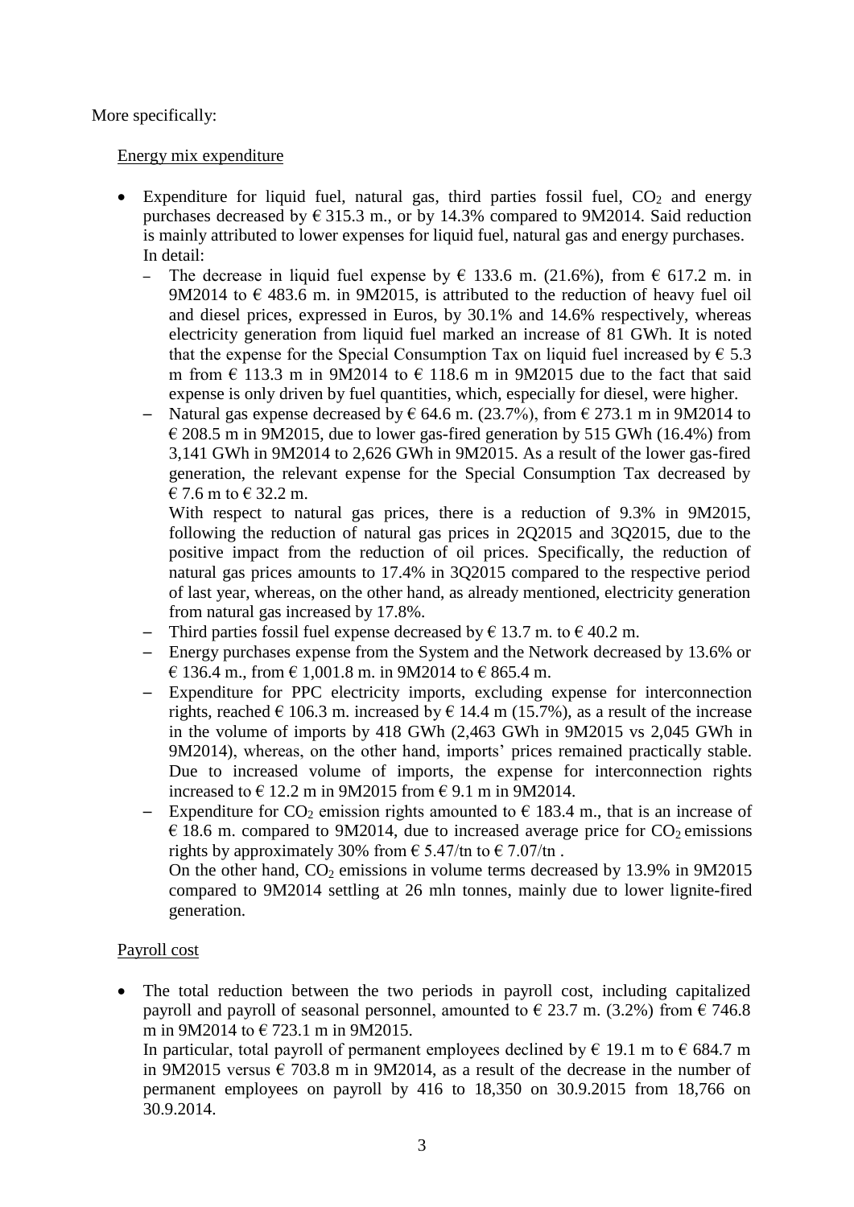More specifically:

Energy mix expenditure

- Expenditure for liquid fuel, natural gas, third parties fossil fuel, $CO_2$ and energy purchases decreased by € 315.3 m., or by 14.3% compared to 9M2014. Said reduction is mainly attributed to lower expenses for liquid fuel, natural gas and energy purchases. In detail:
  - The decrease in liquid fuel expense by € 133.6 m. (21.6%), from € 617.2 m. in 9M2014 to € 483.6 m. in 9M2015, is attributed to the reduction of heavy fuel oil and diesel prices, expressed in Euros, by 30.1% and 14.6% respectively, whereas electricity generation from liquid fuel marked an increase of 81 GWh. It is noted that the expense for the Special Consumption Tax on liquid fuel increased by € 5.3 m from € 113.3 m in 9M2014 to € 118.6 m in 9M2015 due to the fact that said expense is only driven by fuel quantities, which, especially for diesel, were higher.
  - Natural gas expense decreased by € 64.6 m. (23.7%), from € 273.1 m in 9M2014 to € 208.5 m in 9M2015, due to lower gas-fired generation by 515 GWh (16.4%) from 3,141 GWh in 9M2014 to 2,626 GWh in 9M2015. As a result of the lower gas-fired generation, the relevant expense for the Special Consumption Tax decreased by € 7.6 m to € 32.2 m.

    With respect to natural gas prices, there is a reduction of 9.3% in 9M2015, following the reduction of natural gas prices in 2Q2015 and 3Q2015, due to the positive impact from the reduction of oil prices. Specifically, the reduction of natural gas prices amounts to 17.4% in 3Q2015 compared to the respective period of last year, whereas, on the other hand, as already mentioned, electricity generation from natural gas increased by 17.8%.
  - Third parties fossil fuel expense decreased by € 13.7 m. to € 40.2 m.
  - Energy purchases expense from the System and the Network decreased by 13.6% or € 136.4 m., from € 1,001.8 m. in 9M2014 to € 865.4 m.
  - Expenditure for PPC electricity imports, excluding expense for interconnection rights, reached € 106.3 m. increased by € 14.4 m (15.7%), as a result of the increase in the volume of imports by 418 GWh (2,463 GWh in 9M2015 vs 2,045 GWh in 9M2014), whereas, on the other hand, imports' prices remained practically stable. Due to increased volume of imports, the expense for interconnection rights increased to € 12.2 m in 9M2015 from € 9.1 m in 9M2014.
  - Expenditure for $CO_2$ emission rights amounted to € 183.4 m., that is an increase of € 18.6 m. compared to 9M2014, due to increased average price for $CO_2$ emissions rights by approximately 30% from € 5.47/tn to € 7.07/tn .

    On the other hand, $CO_2$ emissions in volume terms decreased by 13.9% in 9M2015 compared to 9M2014 settling at 26 mln tonnes, mainly due to lower lignite-fired generation.

Payroll cost

- The total reduction between the two periods in payroll cost, including capitalized payroll and payroll of seasonal personnel, amounted to € 23.7 m. (3.2%) from € 746.8 m in 9M2014 to € 723.1 m in 9M2015.

  In particular, total payroll of permanent employees declined by € 19.1 m to € 684.7 m in 9M2015 versus € 703.8 m in 9M2014, as a result of the decrease in the number of permanent employees on payroll by 416 to 18,350 on 30.9.2015 from 18,766 on 30.9.2014.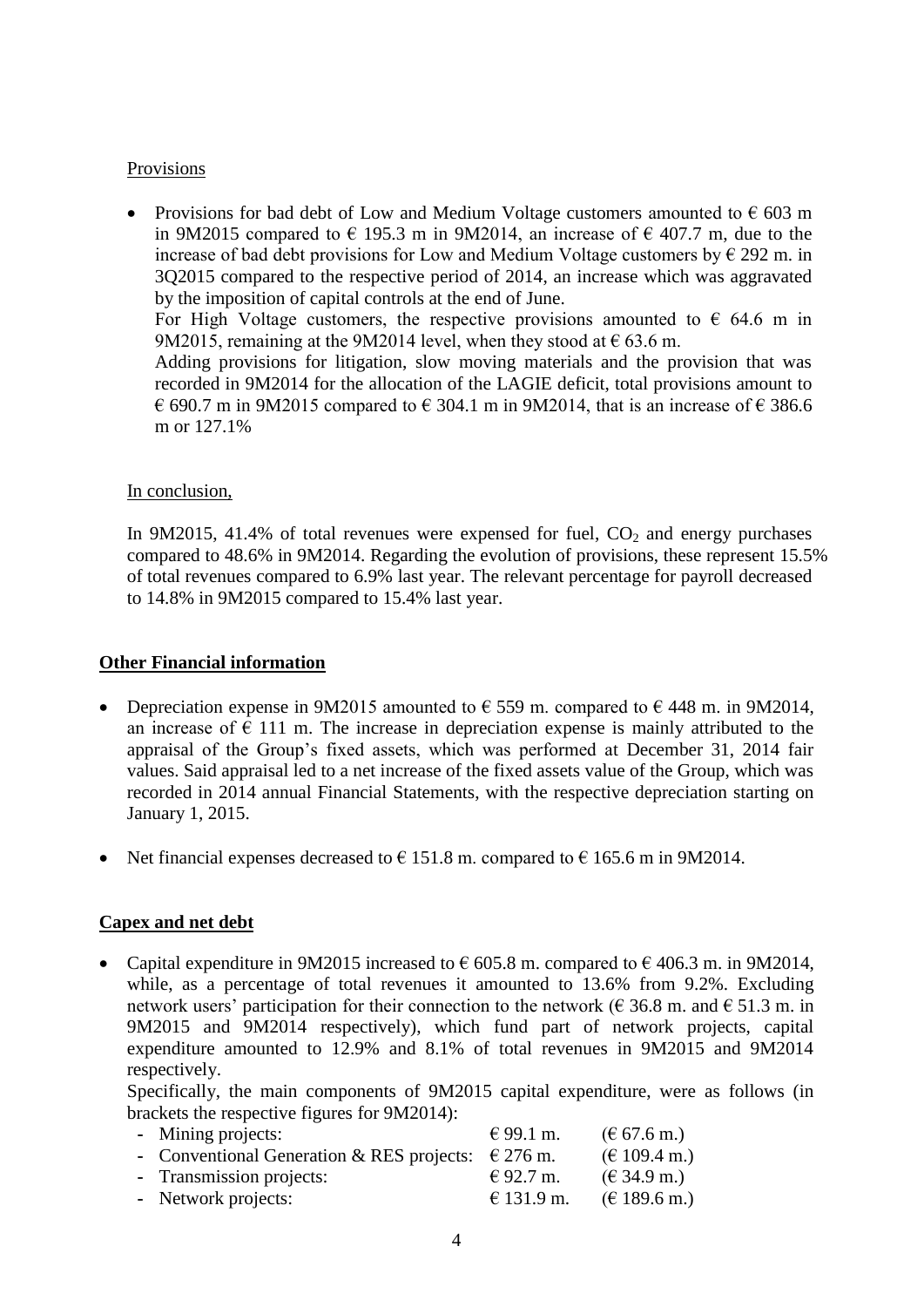<u>Provisions</u>

- Provisions for bad debt of Low and Medium Voltage customers amounted to € 603 m in 9M2015 compared to € 195.3 m in 9M2014, an increase of € 407.7 m, due to the increase of bad debt provisions for Low and Medium Voltage customers by € 292 m. in 3Q2015 compared to the respective period of 2014, an increase which was aggravated by the imposition of capital controls at the end of June.
  For High Voltage customers, the respective provisions amounted to € 64.6 m in 9M2015, remaining at the 9M2014 level, when they stood at € 63.6 m.
  Adding provisions for litigation, slow moving materials and the provision that was recorded in 9M2014 for the allocation of the LAGIE deficit, total provisions amount to € 690.7 m in 9M2015 compared to € 304.1 m in 9M2014, that is an increase of € 386.6 m or 127.1%

<u>In conclusion,</u>

In 9M2015, 41.4% of total revenues were expensed for fuel, $CO_2$ and energy purchases compared to 48.6% in 9M2014. Regarding the evolution of provisions, these represent 15.5% of total revenues compared to 6.9% last year. The relevant percentage for payroll decreased to 14.8% in 9M2015 compared to 15.4% last year.

## Other Financial information

- Depreciation expense in 9M2015 amounted to € 559 m. compared to € 448 m. in 9M2014, an increase of € 111 m. The increase in depreciation expense is mainly attributed to the appraisal of the Group's fixed assets, which was performed at December 31, 2014 fair values. Said appraisal led to a net increase of the fixed assets value of the Group, which was recorded in 2014 annual Financial Statements, with the respective depreciation starting on January 1, 2015.

- Net financial expenses decreased to € 151.8 m. compared to € 165.6 m in 9M2014.

## Capex and net debt

- Capital expenditure in 9M2015 increased to € 605.8 m. compared to € 406.3 m. in 9M2014, while, as a percentage of total revenues it amounted to 13.6% from 9.2%. Excluding network users' participation for their connection to the network (€ 36.8 m. and € 51.3 m. in 9M2015 and 9M2014 respectively), which fund part of network projects, capital expenditure amounted to 12.9% and 8.1% of total revenues in 9M2015 and 9M2014 respectively.
  Specifically, the main components of 9M2015 capital expenditure, were as follows (in brackets the respective figures for 9M2014):
  - Mining projects: € 99.1 m. (€ 67.6 m.)
  - Conventional Generation & RES projects: € 276 m. (€ 109.4 m.)
  - Transmission projects: € 92.7 m. (€ 34.9 m.)
  - Network projects: € 131.9 m. (€ 189.6 m.)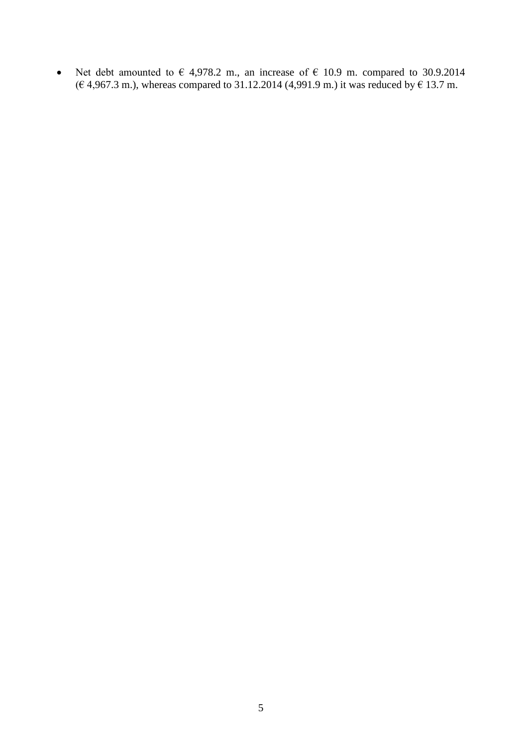- Net debt amounted to € 4,978.2 m., an increase of € 10.9 m. compared to 30.9.2014 (€ 4,967.3 m.), whereas compared to 31.12.2014 (4,991.9 m.) it was reduced by € 13.7 m.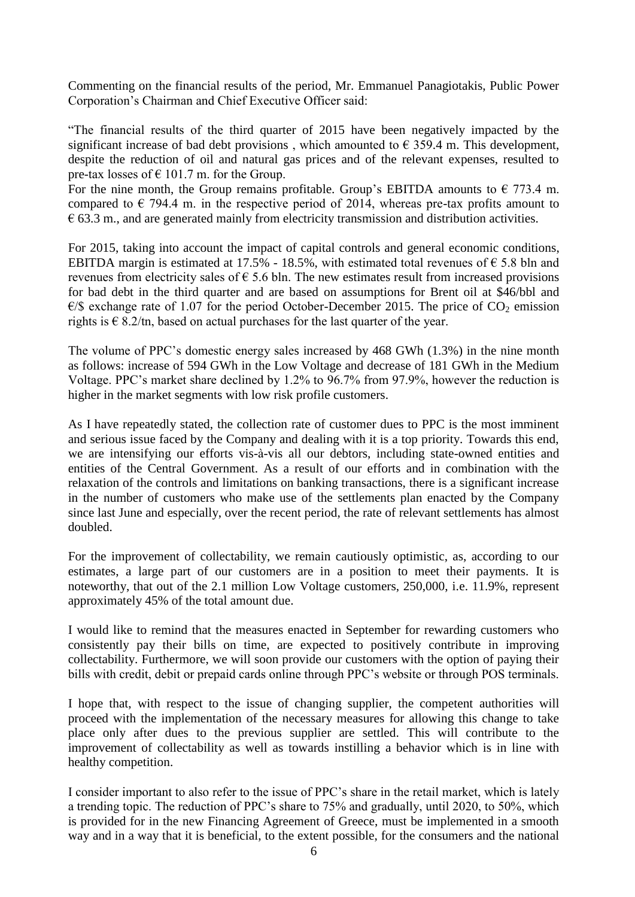Commenting on the financial results of the period, Mr. Emmanuel Panagiotakis, Public Power Corporation's Chairman and Chief Executive Officer said:

"The financial results of the third quarter of 2015 have been negatively impacted by the significant increase of bad debt provisions , which amounted to € 359.4 m. This development, despite the reduction of oil and natural gas prices and of the relevant expenses, resulted to pre-tax losses of € 101.7 m. for the Group.

For the nine month, the Group remains profitable. Group's EBITDA amounts to € 773.4 m. compared to € 794.4 m. in the respective period of 2014, whereas pre-tax profits amount to € 63.3 m., and are generated mainly from electricity transmission and distribution activities.

For 2015, taking into account the impact of capital controls and general economic conditions, EBITDA margin is estimated at 17.5% - 18.5%, with estimated total revenues of € 5.8 bln and revenues from electricity sales of € 5.6 bln. The new estimates result from increased provisions for bad debt in the third quarter and are based on assumptions for Brent oil at $46/bbl and €/$ exchange rate of 1.07 for the period October-December 2015. The price of $CO_2$ emission rights is € 8.2/tn, based on actual purchases for the last quarter of the year.

The volume of PPC's domestic energy sales increased by 468 GWh (1.3%) in the nine month as follows: increase of 594 GWh in the Low Voltage and decrease of 181 GWh in the Medium Voltage. PPC's market share declined by 1.2% to 96.7% from 97.9%, however the reduction is higher in the market segments with low risk profile customers.

As I have repeatedly stated, the collection rate of customer dues to PPC is the most imminent and serious issue faced by the Company and dealing with it is a top priority. Towards this end, we are intensifying our efforts vis-à-vis all our debtors, including state-owned entities and entities of the Central Government. As a result of our efforts and in combination with the relaxation of the controls and limitations on banking transactions, there is a significant increase in the number of customers who make use of the settlements plan enacted by the Company since last June and especially, over the recent period, the rate of relevant settlements has almost doubled.

For the improvement of collectability, we remain cautiously optimistic, as, according to our estimates, a large part of our customers are in a position to meet their payments. It is noteworthy, that out of the 2.1 million Low Voltage customers, 250,000, i.e. 11.9%, represent approximately 45% of the total amount due.

I would like to remind that the measures enacted in September for rewarding customers who consistently pay their bills on time, are expected to positively contribute in improving collectability. Furthermore, we will soon provide our customers with the option of paying their bills with credit, debit or prepaid cards online through PPC's website or through POS terminals.

I hope that, with respect to the issue of changing supplier, the competent authorities will proceed with the implementation of the necessary measures for allowing this change to take place only after dues to the previous supplier are settled. This will contribute to the improvement of collectability as well as towards instilling a behavior which is in line with healthy competition.

I consider important to also refer to the issue of PPC's share in the retail market, which is lately a trending topic. The reduction of PPC's share to 75% and gradually, until 2020, to 50%, which is provided for in the new Financing Agreement of Greece, must be implemented in a smooth way and in a way that it is beneficial, to the extent possible, for the consumers and the national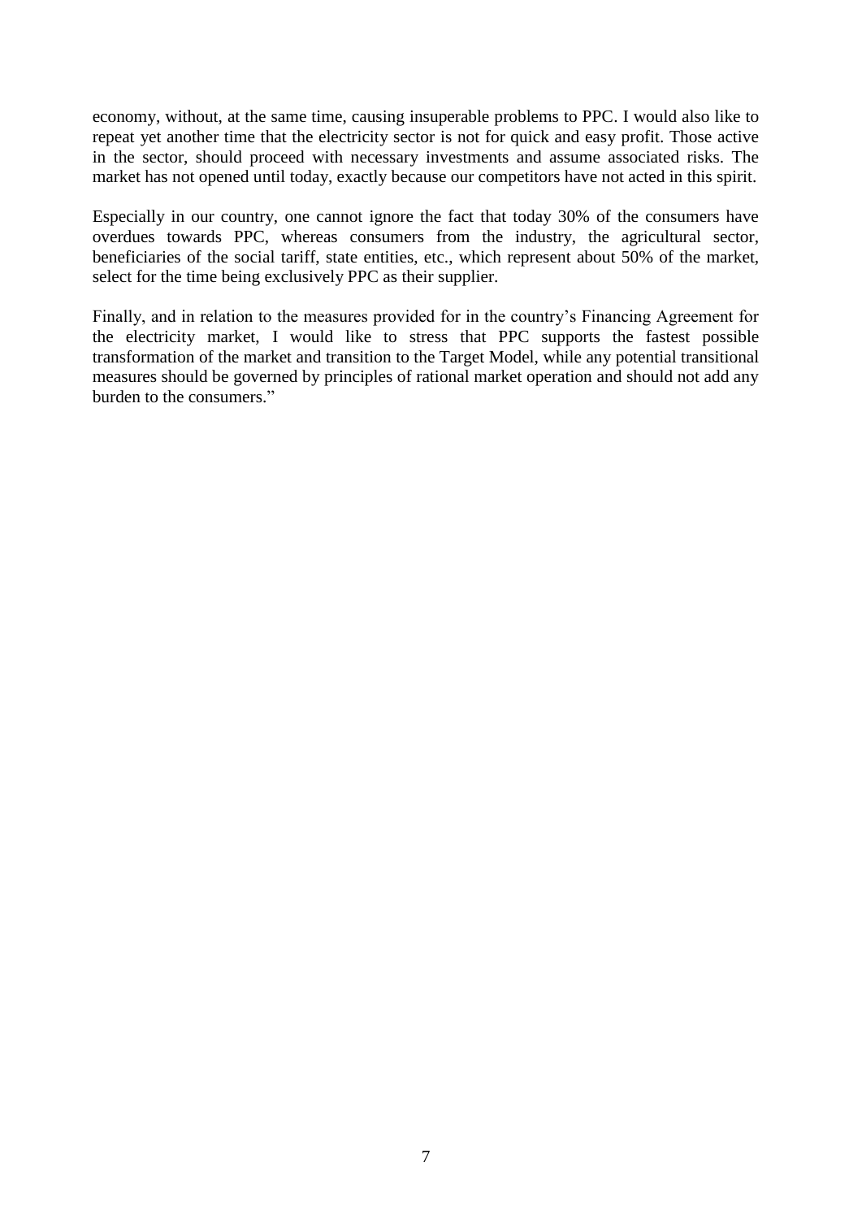economy, without, at the same time, causing insuperable problems to PPC. I would also like to repeat yet another time that the electricity sector is not for quick and easy profit. Those active in the sector, should proceed with necessary investments and assume associated risks. The market has not opened until today, exactly because our competitors have not acted in this spirit.

Especially in our country, one cannot ignore the fact that today 30% of the consumers have overdues towards PPC, whereas consumers from the industry, the agricultural sector, beneficiaries of the social tariff, state entities, etc., which represent about 50% of the market, select for the time being exclusively PPC as their supplier.

Finally, and in relation to the measures provided for in the country's Financing Agreement for the electricity market, I would like to stress that PPC supports the fastest possible transformation of the market and transition to the Target Model, while any potential transitional measures should be governed by principles of rational market operation and should not add any burden to the consumers."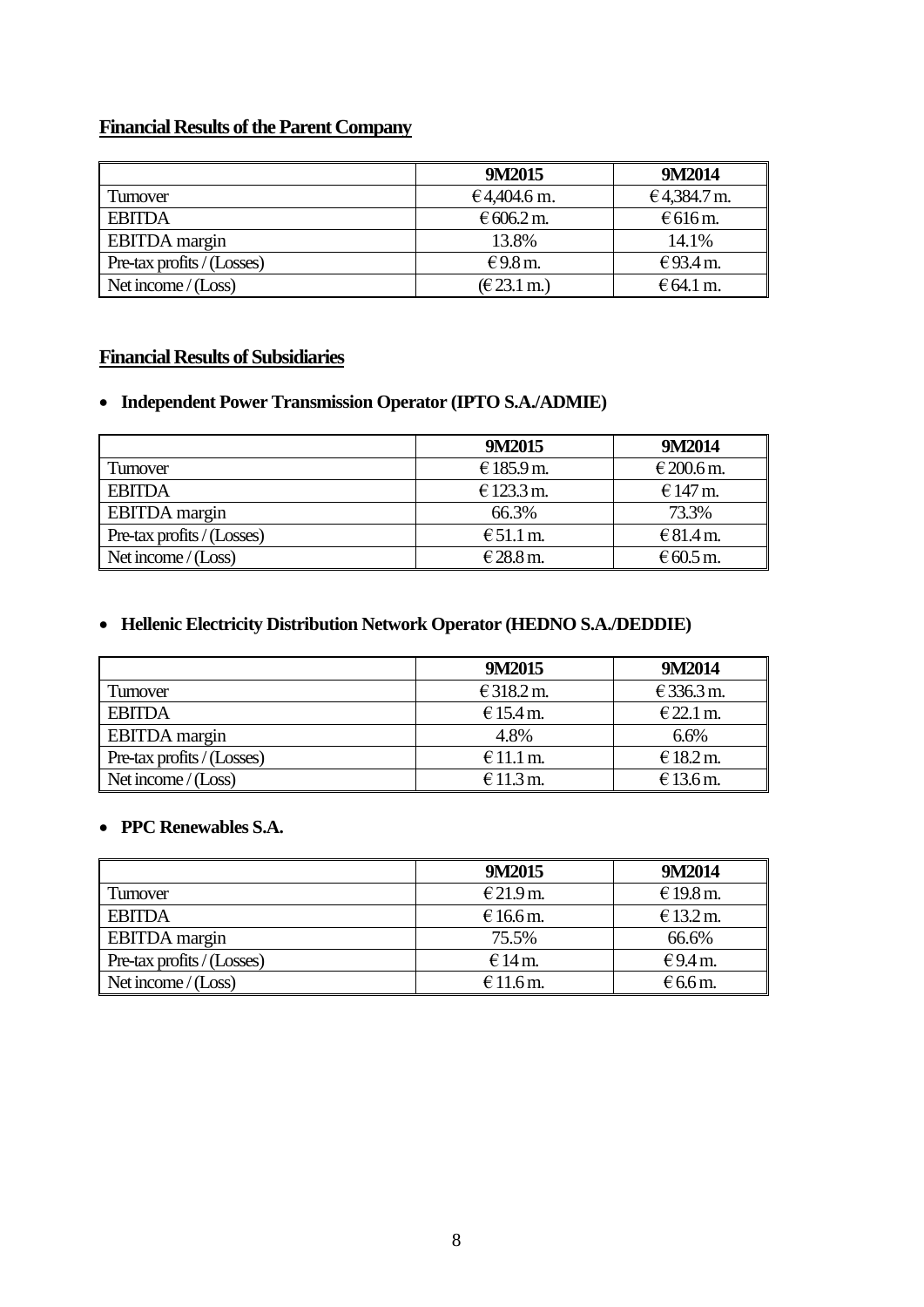## Financial Results of the Parent Company

| | 9M2015 | 9M2014 |
|---|---|---|
| Turnover | € 4,404.6 m. | € 4,384.7 m. |
| EBITDA | € 606.2 m. | € 616 m. |
| EBITDA margin | 13.8% | 14.1% |
| Pre-tax profits / (Losses) | € 9.8 m. | € 93.4 m. |
| Net income / (Loss) | (€ 23.1 m.) | € 64.1 m. |

## Financial Results of Subsidiaries

- **Independent Power Transmission Operator (IPTO S.A./ADMIE)**

| | 9M2015 | 9M2014 |
|---|---|---|
| Turnover | € 185.9 m. | € 200.6 m. |
| EBITDA | € 123.3 m. | € 147 m. |
| EBITDA margin | 66.3% | 73.3% |
| Pre-tax profits / (Losses) | € 51.1 m. | € 81.4 m. |
| Net income / (Loss) | € 28.8 m. | € 60.5 m. |

- **Hellenic Electricity Distribution Network Operator (HEDNO S.A./DEDDIE)**

| | 9M2015 | 9M2014 |
|---|---|---|
| Turnover | € 318.2 m. | € 336.3 m. |
| EBITDA | € 15.4 m. | € 22.1 m. |
| EBITDA margin | 4.8% | 6.6% |
| Pre-tax profits / (Losses) | € 11.1 m. | € 18.2 m. |
| Net income / (Loss) | € 11.3 m. | € 13.6 m. |

- **PPC Renewables S.A.**

| | 9M2015 | 9M2014 |
|---|---|---|
| Turnover | € 21.9 m. | € 19.8 m. |
| EBITDA | € 16.6 m. | € 13.2 m. |
| EBITDA margin | 75.5% | 66.6% |
| Pre-tax profits / (Losses) | € 14 m. | € 9.4 m. |
| Net income / (Loss) | € 11.6 m. | € 6.6 m. |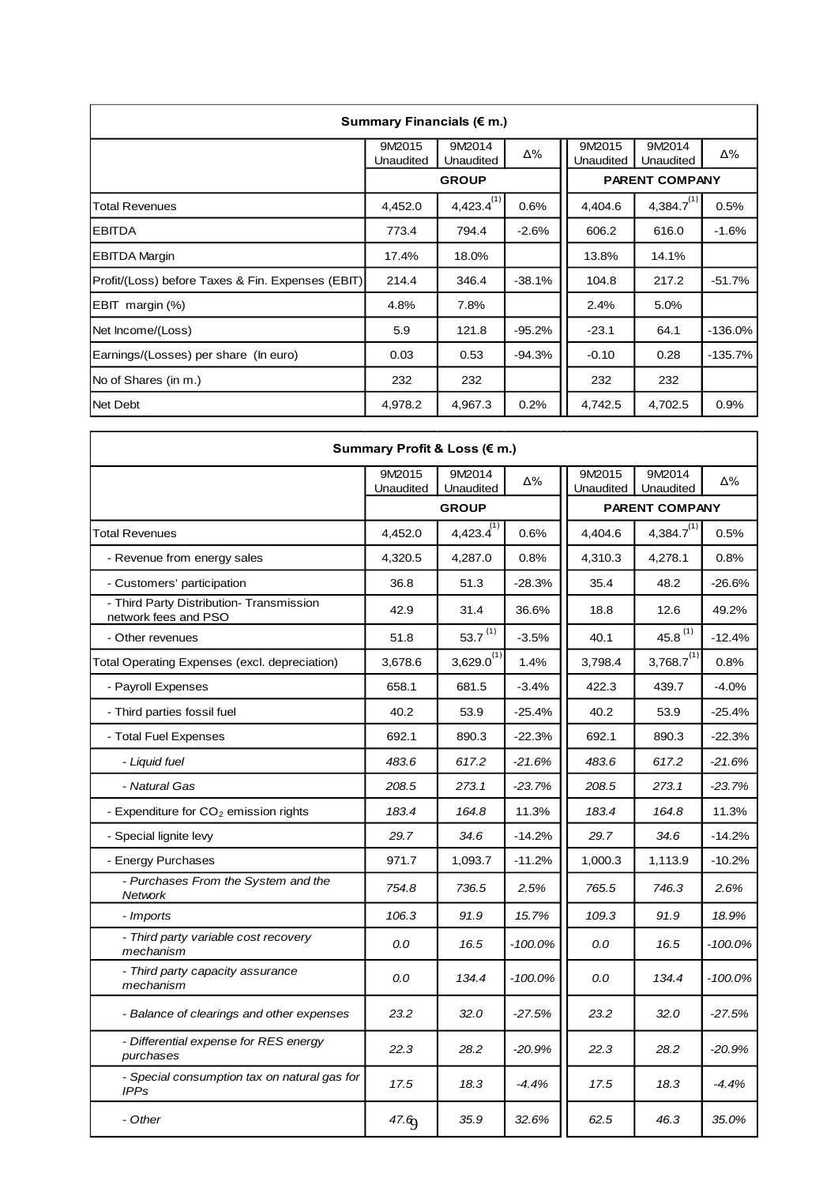| Summary Financials (€ m.) | | | | | | |
|---|---|---|---|---|---|---|
| | 9M2015 Unaudited | 9M2014 Unaudited | Δ% | 9M2015 Unaudited | 9M2014 Unaudited | Δ% |
| | GROUP | | | PARENT COMPANY | | |
| Total Revenues | 4,452.0 | 4,423.4 [1] | 0.6% | 4,404.6 | 4,384.7 [1] | 0.5% |
| EBITDA | 773.4 | 794.4 | -2.6% | 606.2 | 616.0 | -1.6% |
| EBITDA Margin | 17.4% | 18.0% | | 13.8% | 14.1% | |
| Profit/(Loss) before Taxes & Fin. Expenses (EBIT) | 214.4 | 346.4 | -38.1% | 104.8 | 217.2 | -51.7% |
| EBIT margin (%) | 4.8% | 7.8% | | 2.4% | 5.0% | |
| Net Income/(Loss) | 5.9 | 121.8 | -95.2% | -23.1 | 64.1 | -136.0% |
| Earnings/(Losses) per share (In euro) | 0.03 | 0.53 | -94.3% | -0.10 | 0.28 | -135.7% |
| No of Shares (in m.) | 232 | 232 | | 232 | 232 | |
| Net Debt | 4,978.2 | 4,967.3 | 0.2% | 4,742.5 | 4,702.5 | 0.9% |

| Summary Profit & Loss (€ m.) | | | | | | |
|---|---|---|---|---|---|---|
| | 9M2015 Unaudited | 9M2014 Unaudited | Δ% | 9M2015 Unaudited | 9M2014 Unaudited | Δ% |
| | GROUP | | | PARENT COMPANY | | |
| Total Revenues | 4,452.0 | 4,423.4 [1] | 0.6% | 4,404.6 | 4,384.7 [1] | 0.5% |
| - Revenue from energy sales | 4,320.5 | 4,287.0 | 0.8% | 4,310.3 | 4,278.1 | 0.8% |
| - Customers' participation | 36.8 | 51.3 | -28.3% | 35.4 | 48.2 | -26.6% |
| - Third Party Distribution- Transmission network fees and PSO | 42.9 | 31.4 | 36.6% | 18.8 | 12.6 | 49.2% |
| - Other revenues | 51.8 | 53.7 [1] | -3.5% | 40.1 | 45.8 [1] | -12.4% |
| Total Operating Expenses (excl. depreciation) | 3,678.6 | 3,629.0 [1] | 1.4% | 3,798.4 | 3,768.7 [1] | 0.8% |
| - Payroll Expenses | 658.1 | 681.5 | -3.4% | 422.3 | 439.7 | -4.0% |
| - Third parties fossil fuel | 40.2 | 53.9 | -25.4% | 40.2 | 53.9 | -25.4% |
| - Total Fuel Expenses | 692.1 | 890.3 | -22.3% | 692.1 | 890.3 | -22.3% |
| *- Liquid fuel* | *483.6* | *617.2* | *-21.6%* | *483.6* | *617.2* | *-21.6%* |
| *- Natural Gas* | *208.5* | *273.1* | *-23.7%* | *208.5* | *273.1* | *-23.7%* |
| - Expenditure for $CO_2$ emission rights | *183.4* | *164.8* | 11.3% | *183.4* | *164.8* | 11.3% |
| - Special lignite levy | *29.7* | *34.6* | -14.2% | *29.7* | *34.6* | -14.2% |
| - Energy Purchases | 971.7 | 1,093.7 | -11.2% | 1,000.3 | 1,113.9 | -10.2% |
| *- Purchases From the System and the Network* | *754.8* | *736.5* | *2.5%* | *765.5* | *746.3* | *2.6%* |
| *- Imports* | *106.3* | *91.9* | *15.7%* | *109.3* | *91.9* | *18.9%* |
| *- Third party variable cost recovery mechanism* | *0.0* | *16.5* | *-100.0%* | *0.0* | *16.5* | *-100.0%* |
| *- Third party capacity assurance mechanism* | *0.0* | *134.4* | *-100.0%* | *0.0* | *134.4* | *-100.0%* |
| *- Balance of clearings and other expenses* | *23.2* | *32.0* | *-27.5%* | *23.2* | *32.0* | *-27.5%* |
| *- Differential expense for RES energy purchases* | *22.3* | *28.2* | *-20.9%* | *22.3* | *28.2* | *-20.9%* |
| *- Special consumption tax on natural gas for IPPs* | *17.5* | *18.3* | *-4.4%* | *17.5* | *18.3* | *-4.4%* |
| *- Other* | *47.6* | *35.9* | *32.6%* | *62.5* | *46.3* | *35.0%* |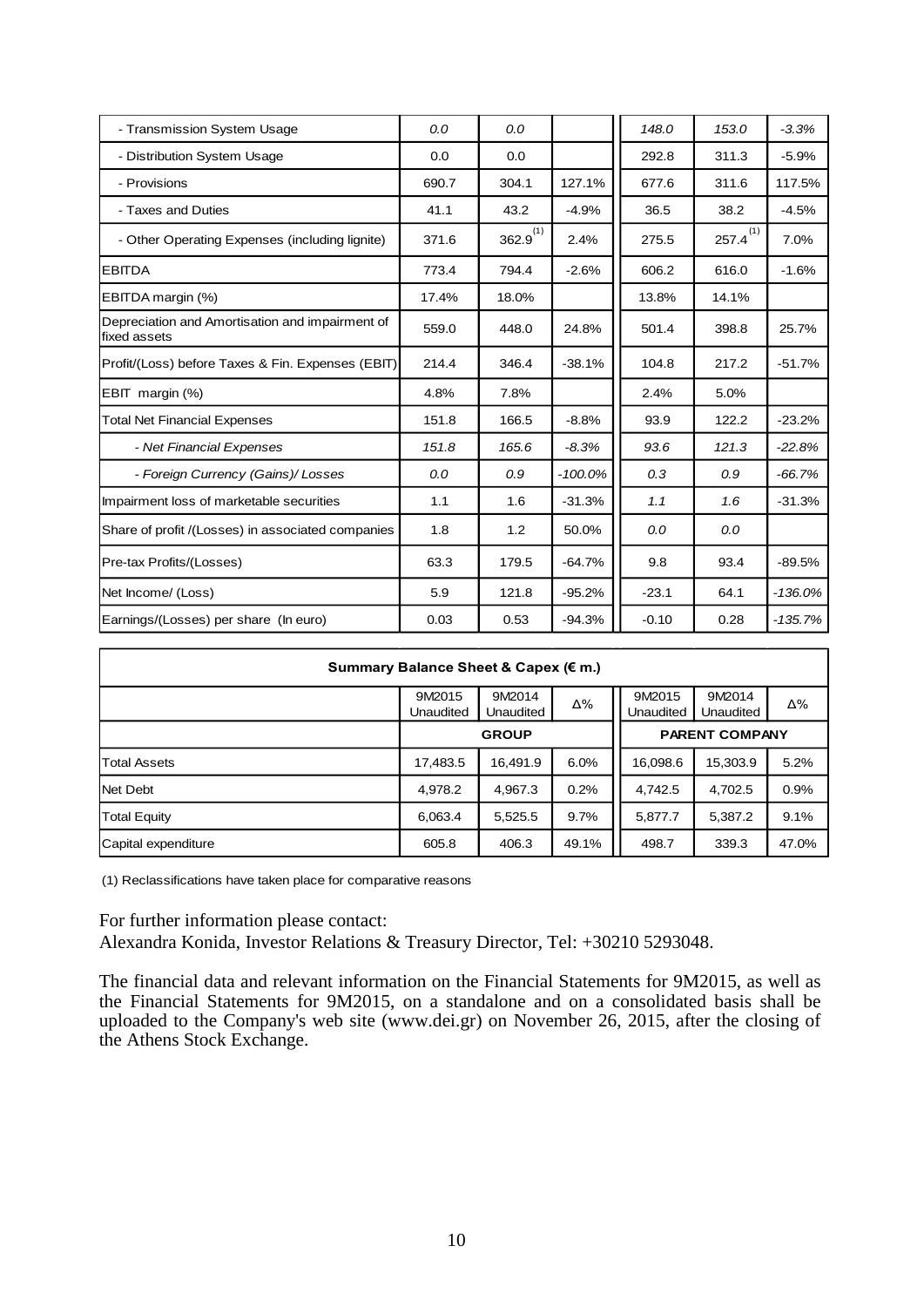| | | | | | | |
|---|---|---|---|---|---|---|
| - Transmission System Usage | *0.0* | *0.0* | | *148.0* | *153.0* | *-3.3%* |
| - Distribution System Usage | 0.0 | 0.0 | | 292.8 | 311.3 | -5.9% |
| - Provisions | 690.7 | 304.1 | 127.1% | 677.6 | 311.6 | 117.5% |
| - Taxes and Duties | 41.1 | 43.2 | -4.9% | 36.5 | 38.2 | -4.5% |
| - Other Operating Expenses (including lignite) | 371.6 | 362.9 (1) | 2.4% | 275.5 | 257.4 (1) | 7.0% |
| EBITDA | 773.4 | 794.4 | -2.6% | 606.2 | 616.0 | -1.6% |
| EBITDA margin (%) | 17.4% | 18.0% | | 13.8% | 14.1% | |
| Depreciation and Amortisation and impairment of fixed assets | 559.0 | 448.0 | 24.8% | 501.4 | 398.8 | 25.7% |
| Profit/(Loss) before Taxes & Fin. Expenses (EBIT) | 214.4 | 346.4 | -38.1% | 104.8 | 217.2 | -51.7% |
| EBIT margin (%) | 4.8% | 7.8% | | 2.4% | 5.0% | |
| Total Net Financial Expenses | 151.8 | 166.5 | -8.8% | 93.9 | 122.2 | -23.2% |
| *- Net Financial Expenses* | *151.8* | *165.6* | *-8.3%* | *93.6* | *121.3* | *-22.8%* |
| *- Foreign Currency (Gains)/ Losses* | *0.0* | *0.9* | *-100.0%* | *0.3* | *0.9* | *-66.7%* |
| Impairment loss of marketable securities | 1.1 | 1.6 | -31.3% | *1.1* | *1.6* | -31.3% |
| Share of profit /(Losses) in associated companies | 1.8 | 1.2 | 50.0% | *0.0* | *0.0* | |
| Pre-tax Profits/(Losses) | 63.3 | 179.5 | -64.7% | 9.8 | 93.4 | -89.5% |
| Net Income/ (Loss) | 5.9 | 121.8 | -95.2% | -23.1 | 64.1 | *-136.0%* |
| Earnings/(Losses) per share (In euro) | 0.03 | 0.53 | -94.3% | -0.10 | 0.28 | *-135.7%* |

**Summary Balance Sheet & Capex (€ m.)**

| | 9M2015 Unaudited | 9M2014 Unaudited | Δ% | 9M2015 Unaudited | 9M2014 Unaudited | Δ% |
|---|---|---|---|---|---|---|
| | **GROUP** | | | **PARENT COMPANY** | | |
| Total Assets | 17,483.5 | 16,491.9 | 6.0% | 16,098.6 | 15,303.9 | 5.2% |
| Net Debt | 4,978.2 | 4,967.3 | 0.2% | 4,742.5 | 4,702.5 | 0.9% |
| Total Equity | 6,063.4 | 5,525.5 | 9.7% | 5,877.7 | 5,387.2 | 9.1% |
| Capital expenditure | 605.8 | 406.3 | 49.1% | 498.7 | 339.3 | 47.0% |

(1) Reclassifications have taken place for comparative reasons

For further information please contact:
Alexandra Konida, Investor Relations & Treasury Director, Tel: +30210 5293048.

The financial data and relevant information on the Financial Statements for 9M2015, as well as the Financial Statements for 9M2015, on a standalone and on a consolidated basis shall be uploaded to the Company's web site (www.dei.gr) on November 26, 2015, after the closing of the Athens Stock Exchange.